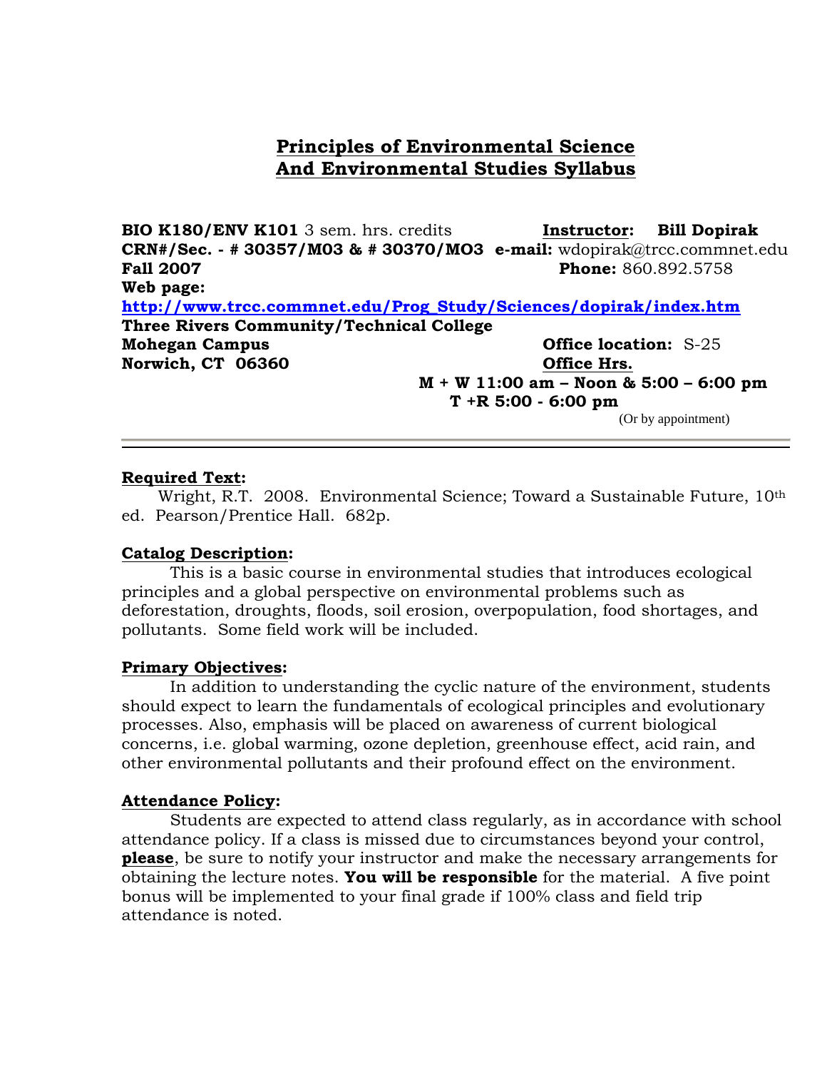# Principles of Environmental Science And Environmental Studies Syllabus

**BIO K180/ENV K101** 3 sem. hrs. credits
**CRN#/Sec. - # 30357/M03 & # 30370/MO3**
**Fall 2007**
**Web page:** **http://www.trcc.commnet.edu/Prog_Study/Sciences/dopirak/index.htm**
**Three Rivers Community/Technical College**
**Mohegan Campus**
**Norwich, CT 06360**

**Instructor:** **Bill Dopirak**
**e-mail:** wdopirak@trcc.commnet.edu
**Phone:** 860.892.5758
**Office location:** S-25
**Office Hrs.**
**M + W 11:00 am – Noon & 5:00 – 6:00 pm**
**T +R 5:00 - 6:00 pm**
(Or by appointment)

---

**Required Text:**

Wright, R.T. 2008. Environmental Science; Toward a Sustainable Future, 10th ed. Pearson/Prentice Hall. 682p.

**Catalog Description:**

This is a basic course in environmental studies that introduces ecological principles and a global perspective on environmental problems such as deforestation, droughts, floods, soil erosion, overpopulation, food shortages, and pollutants. Some field work will be included.

**Primary Objectives:**

In addition to understanding the cyclic nature of the environment, students should expect to learn the fundamentals of ecological principles and evolutionary processes. Also, emphasis will be placed on awareness of current biological concerns, i.e. global warming, ozone depletion, greenhouse effect, acid rain, and other environmental pollutants and their profound effect on the environment.

**Attendance Policy:**

Students are expected to attend class regularly, as in accordance with school attendance policy. If a class is missed due to circumstances beyond your control, **please**, be sure to notify your instructor and make the necessary arrangements for obtaining the lecture notes. **You will be responsible** for the material. A five point bonus will be implemented to your final grade if 100% class and field trip attendance is noted.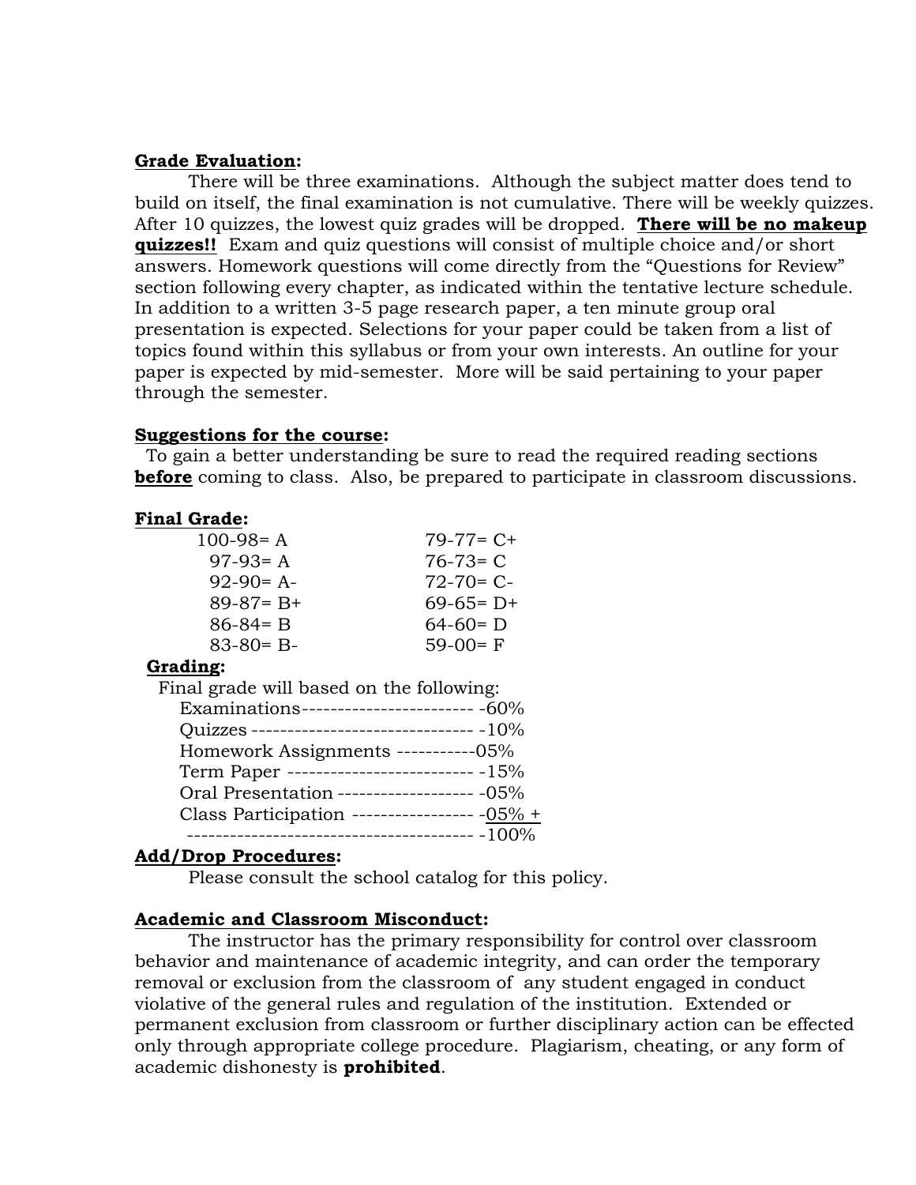**<u>Grade Evaluation</u>:**

There will be three examinations. Although the subject matter does tend to build on itself, the final examination is not cumulative. There will be weekly quizzes. After 10 quizzes, the lowest quiz grades will be dropped. **<u>There will be no makeup quizzes!!</u>** Exam and quiz questions will consist of multiple choice and/or short answers. Homework questions will come directly from the "Questions for Review" section following every chapter, as indicated within the tentative lecture schedule. In addition to a written 3-5 page research paper, a ten minute group oral presentation is expected. Selections for your paper could be taken from a list of topics found within this syllabus or from your own interests. An outline for your paper is expected by mid-semester. More will be said pertaining to your paper through the semester.

**<u>Suggestions for the course</u>:**

To gain a better understanding be sure to read the required reading sections **<u>before</u>** coming to class. Also, be prepared to participate in classroom discussions.

**<u>Final Grade</u>:**

| | |
|---|---|
| 100-98= A | 79-77= C+ |
| 97-93= A | 76-73= C |
| 92-90= A- | 72-70= C- |
| 89-87= B+ | 69-65= D+ |
| 86-84= B | 64-60= D |
| 83-80= B- | 59-00= F |

**<u>Grading</u>:**

Final grade will based on the following:

| | |
|---|---|
| Examinations | -60% |
| Quizzes | -10% |
| Homework Assignments | 05% |
| Term Paper | -15% |
| Oral Presentation | -05% |
| Class Participation | -05% + |
| | -100% |

**<u>Add/Drop Procedures</u>:**

Please consult the school catalog for this policy.

**<u>Academic and Classroom Misconduct</u>:**

The instructor has the primary responsibility for control over classroom behavior and maintenance of academic integrity, and can order the temporary removal or exclusion from the classroom of any student engaged in conduct violative of the general rules and regulation of the institution. Extended or permanent exclusion from classroom or further disciplinary action can be effected only through appropriate college procedure. Plagiarism, cheating, or any form of academic dishonesty is **prohibited**.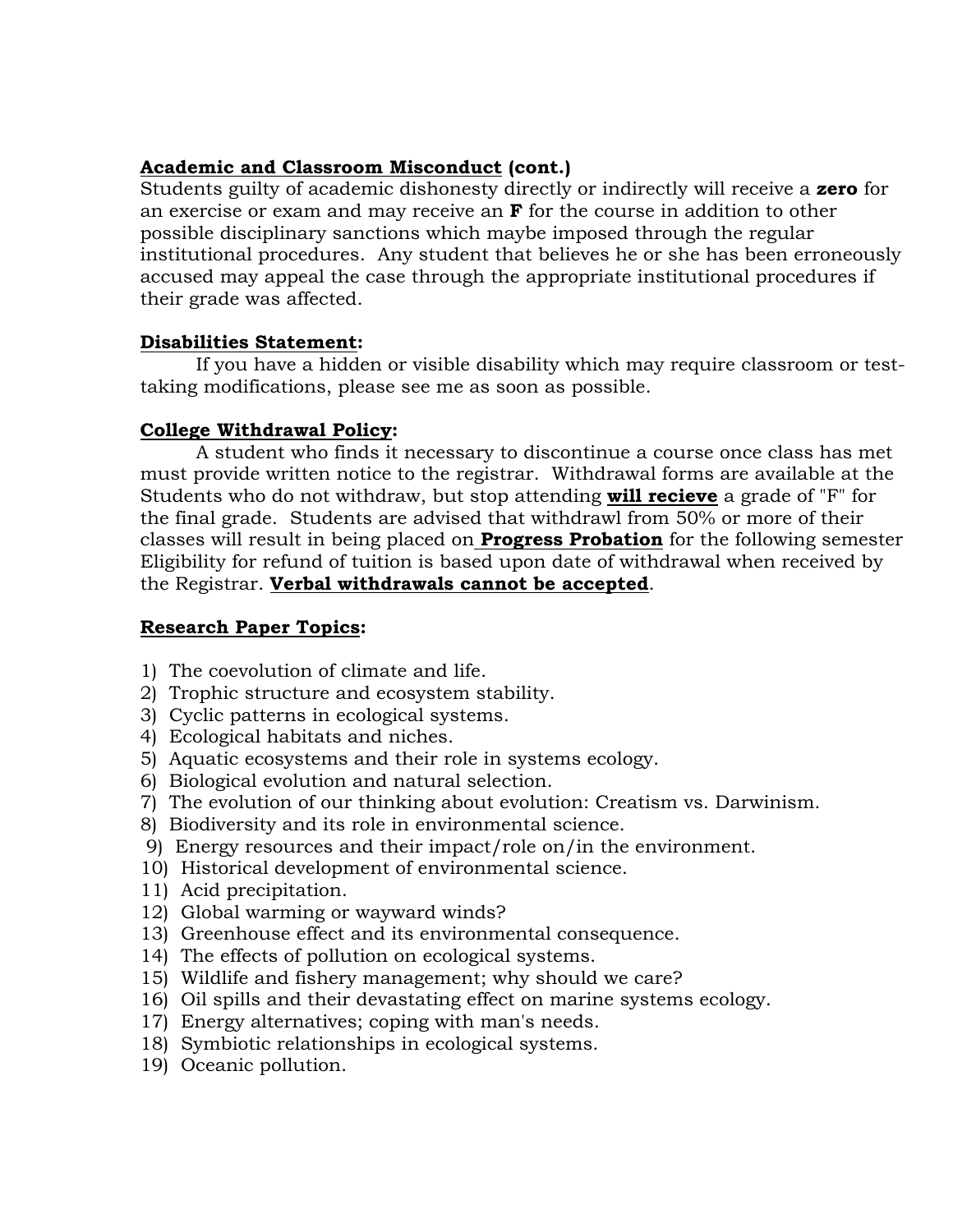**Academic and Classroom Misconduct (cont.)**
Students guilty of academic dishonesty directly or indirectly will receive a **zero** for an exercise or exam and may receive an **F** for the course in addition to other possible disciplinary sanctions which maybe imposed through the regular institutional procedures. Any student that believes he or she has been erroneously accused may appeal the case through the appropriate institutional procedures if their grade was affected.

**Disabilities Statement:**
If you have a hidden or visible disability which may require classroom or test-taking modifications, please see me as soon as possible.

**College Withdrawal Policy:**
A student who finds it necessary to discontinue a course once class has met must provide written notice to the registrar. Withdrawal forms are available at the Students who do not withdraw, but stop attending **will recieve** a grade of "F" for the final grade. Students are advised that withdrawl from 50% or more of their classes will result in being placed on **Progress Probation** for the following semester Eligibility for refund of tuition is based upon date of withdrawal when received by the Registrar. **Verbal withdrawals cannot be accepted**.

**Research Paper Topics:**

1) The coevolution of climate and life.
2) Trophic structure and ecosystem stability.
3) Cyclic patterns in ecological systems.
4) Ecological habitats and niches.
5) Aquatic ecosystems and their role in systems ecology.
6) Biological evolution and natural selection.
7) The evolution of our thinking about evolution: Creatism vs. Darwinism.
8) Biodiversity and its role in environmental science.
9) Energy resources and their impact/role on/in the environment.
10) Historical development of environmental science.
11) Acid precipitation.
12) Global warming or wayward winds?
13) Greenhouse effect and its environmental consequence.
14) The effects of pollution on ecological systems.
15) Wildlife and fishery management; why should we care?
16) Oil spills and their devastating effect on marine systems ecology.
17) Energy alternatives; coping with man's needs.
18) Symbiotic relationships in ecological systems.
19) Oceanic pollution.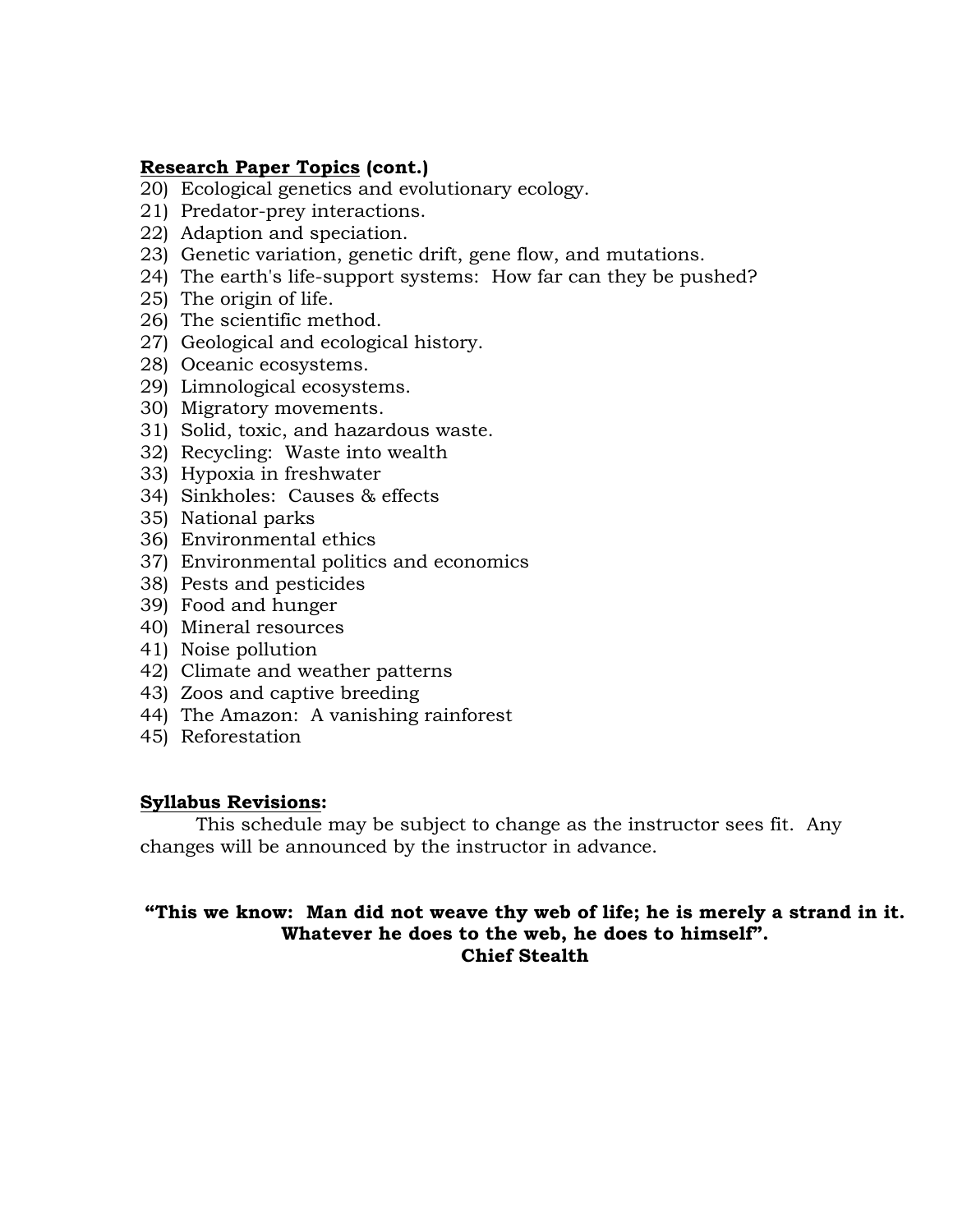**<u>Research Paper Topics</u> (cont.)**

20) Ecological genetics and evolutionary ecology.
21) Predator-prey interactions.
22) Adaption and speciation.
23) Genetic variation, genetic drift, gene flow, and mutations.
24) The earth's life-support systems: How far can they be pushed?
25) The origin of life.
26) The scientific method.
27) Geological and ecological history.
28) Oceanic ecosystems.
29) Limnological ecosystems.
30) Migratory movements.
31) Solid, toxic, and hazardous waste.
32) Recycling: Waste into wealth
33) Hypoxia in freshwater
34) Sinkholes: Causes & effects
35) National parks
36) Environmental ethics
37) Environmental politics and economics
38) Pests and pesticides
39) Food and hunger
40) Mineral resources
41) Noise pollution
42) Climate and weather patterns
43) Zoos and captive breeding
44) The Amazon: A vanishing rainforest
45) Reforestation

**<u>Syllabus Revisions</u>:**

This schedule may be subject to change as the instructor sees fit. Any changes will be announced by the instructor in advance.

**"This we know: Man did not weave thy web of life; he is merely a strand in it. Whatever he does to the web, he does to himself".**
**Chief Stealth**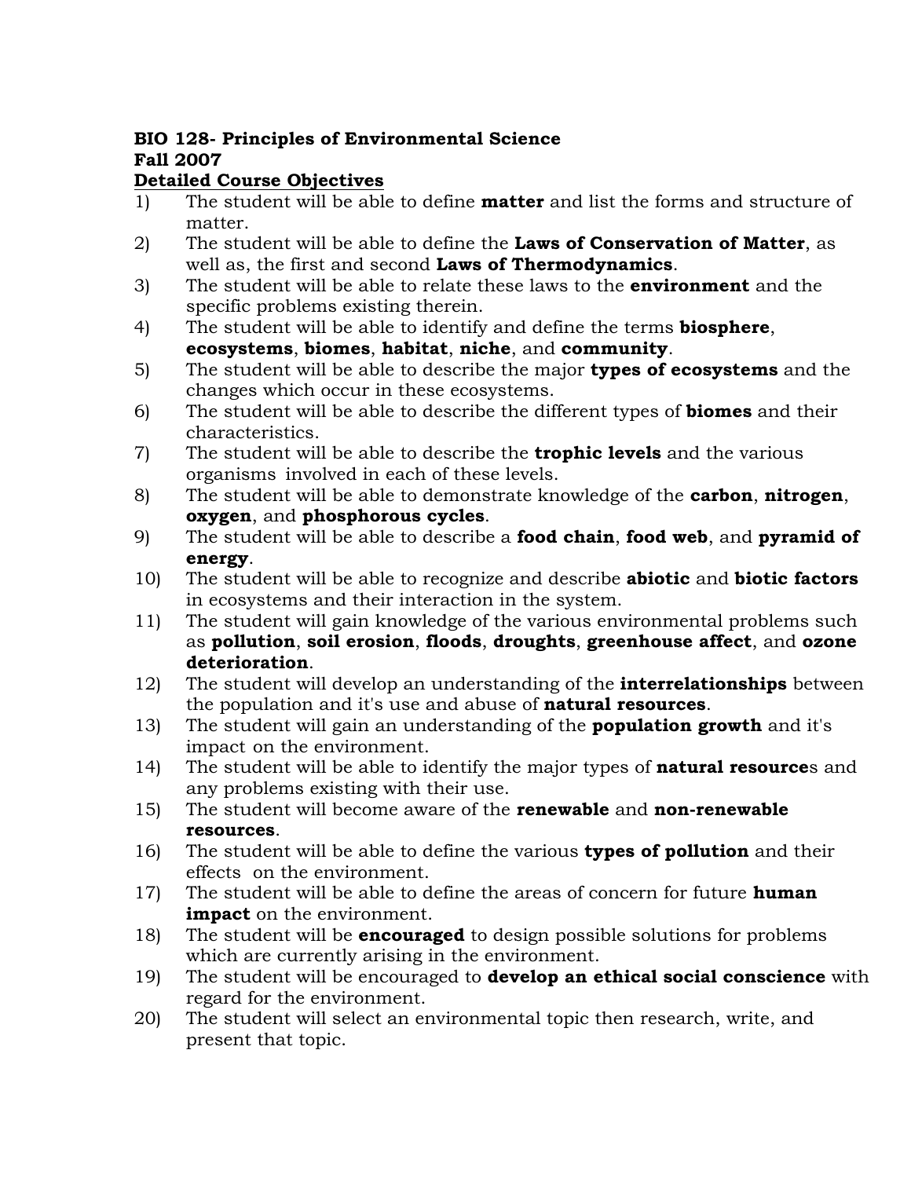**BIO 128- Principles of Environmental Science**
**Fall 2007**
**Detailed Course Objectives**

1) The student will be able to define **matter** and list the forms and structure of matter.
2) The student will be able to define the **Laws of Conservation of Matter**, as well as, the first and second **Laws of Thermodynamics**.
3) The student will be able to relate these laws to the **environment** and the specific problems existing therein.
4) The student will be able to identify and define the terms **biosphere**, **ecosystems**, **biomes**, **habitat**, **niche**, and **community**.
5) The student will be able to describe the major **types of ecosystems** and the changes which occur in these ecosystems.
6) The student will be able to describe the different types of **biomes** and their characteristics.
7) The student will be able to describe the **trophic levels** and the various organisms involved in each of these levels.
8) The student will be able to demonstrate knowledge of the **carbon**, **nitrogen**, **oxygen**, and **phosphorous cycles**.
9) The student will be able to describe a **food chain**, **food web**, and **pyramid of energy**.
10) The student will be able to recognize and describe **abiotic** and **biotic factors** in ecosystems and their interaction in the system.
11) The student will gain knowledge of the various environmental problems such as **pollution**, **soil erosion**, **floods**, **droughts**, **greenhouse affect**, and **ozone deterioration**.
12) The student will develop an understanding of the **interrelationships** between the population and it's use and abuse of **natural resources**.
13) The student will gain an understanding of the **population growth** and it's impact on the environment.
14) The student will be able to identify the major types of **natural resource**s and any problems existing with their use.
15) The student will become aware of the **renewable** and **non-renewable resources**.
16) The student will be able to define the various **types of pollution** and their effects on the environment.
17) The student will be able to define the areas of concern for future **human impact** on the environment.
18) The student will be **encouraged** to design possible solutions for problems which are currently arising in the environment.
19) The student will be encouraged to **develop an ethical social conscience** with regard for the environment.
20) The student will select an environmental topic then research, write, and present that topic.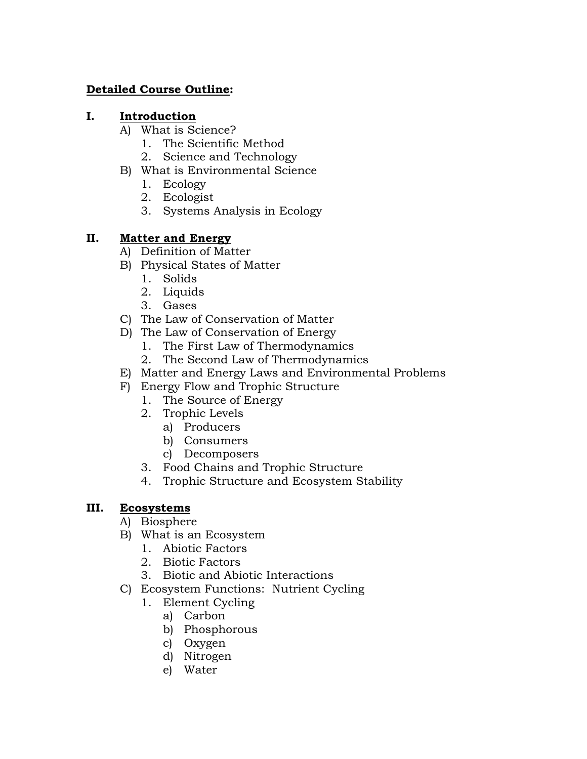**Detailed Course Outline:**

**I. Introduction**

- A) What is Science?
  1. The Scientific Method
  2. Science and Technology
- B) What is Environmental Science
  1. Ecology
  2. Ecologist
  3. Systems Analysis in Ecology

**II. Matter and Energy**

- A) Definition of Matter
- B) Physical States of Matter
  1. Solids
  2. Liquids
  3. Gases
- C) The Law of Conservation of Matter
- D) The Law of Conservation of Energy
  1. The First Law of Thermodynamics
  2. The Second Law of Thermodynamics
- E) Matter and Energy Laws and Environmental Problems
- F) Energy Flow and Trophic Structure
  1. The Source of Energy
  2. Trophic Levels
     - a) Producers
     - b) Consumers
     - c) Decomposers
  3. Food Chains and Trophic Structure
  4. Trophic Structure and Ecosystem Stability

**III. Ecosystems**

- A) Biosphere
- B) What is an Ecosystem
  1. Abiotic Factors
  2. Biotic Factors
  3. Biotic and Abiotic Interactions
- C) Ecosystem Functions: Nutrient Cycling
  1. Element Cycling
     - a) Carbon
     - b) Phosphorous
     - c) Oxygen
     - d) Nitrogen
     - e) Water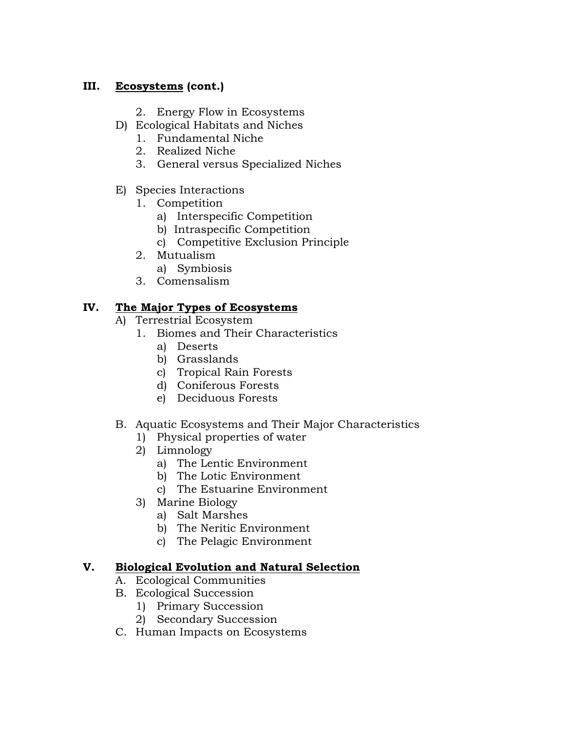**III. Ecosystems (cont.)**

2. Energy Flow in Ecosystems

D) Ecological Habitats and Niches
   1. Fundamental Niche
   2. Realized Niche
   3. General versus Specialized Niches

E) Species Interactions
   1. Competition
      a) Interspecific Competition
      b) Intraspecific Competition
      c) Competitive Exclusion Principle
   2. Mutualism
      a) Symbiosis
   3. Comensalism

**IV. The Major Types of Ecosystems**

A) Terrestrial Ecosystem
   1. Biomes and Their Characteristics
      a) Deserts
      b) Grasslands
      c) Tropical Rain Forests
      d) Coniferous Forests
      e) Deciduous Forests

B. Aquatic Ecosystems and Their Major Characteristics
   1) Physical properties of water
   2) Limnology
      a) The Lentic Environment
      b) The Lotic Environment
      c) The Estuarine Environment
   3) Marine Biology
      a) Salt Marshes
      b) The Neritic Environment
      c) The Pelagic Environment

**V. Biological Evolution and Natural Selection**

A. Ecological Communities

B. Ecological Succession
   1) Primary Succession
   2) Secondary Succession

C. Human Impacts on Ecosystems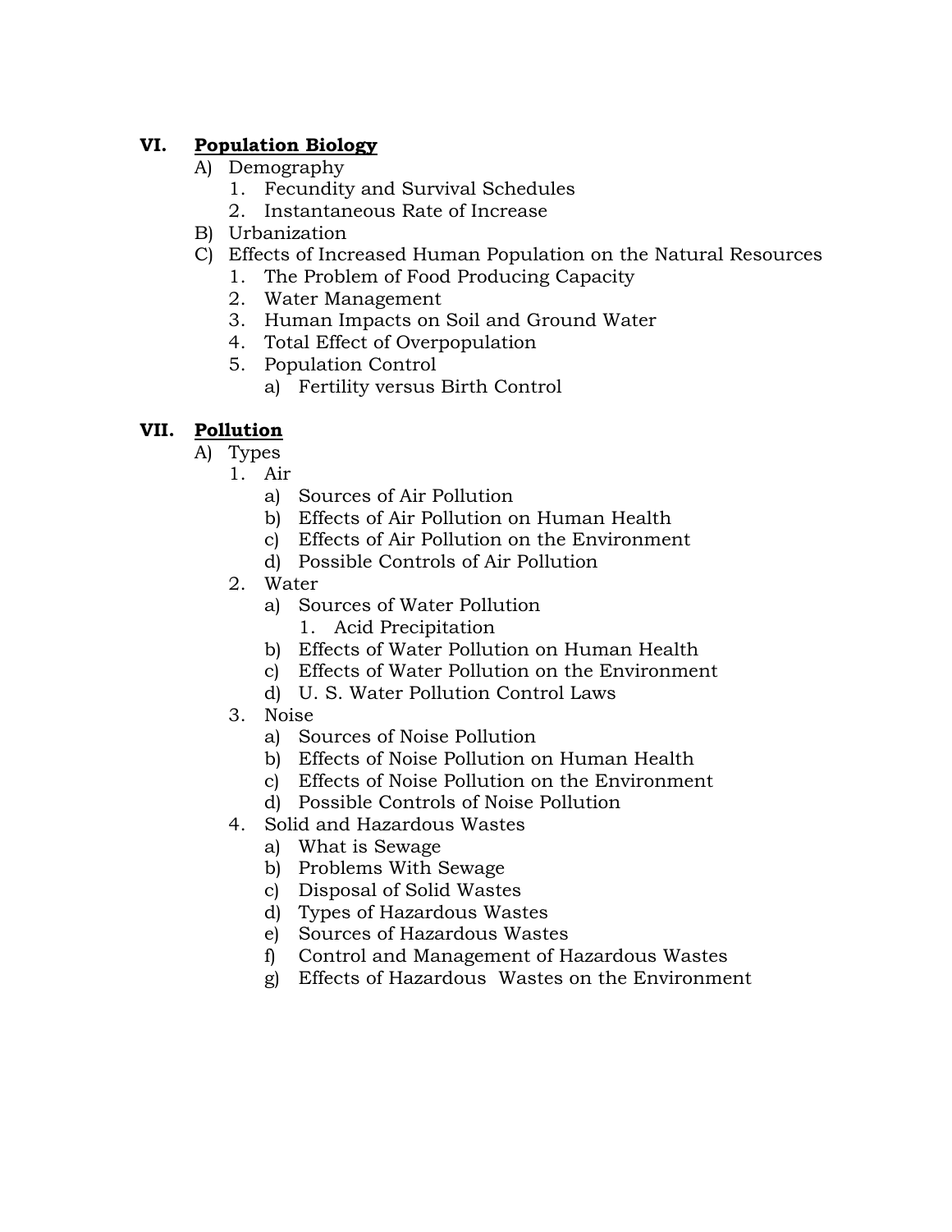**VI. <u>Population Biology</u>**

- A) Demography
    1. Fecundity and Survival Schedules
    2. Instantaneous Rate of Increase
- B) Urbanization
- C) Effects of Increased Human Population on the Natural Resources
    1. The Problem of Food Producing Capacity
    2. Water Management
    3. Human Impacts on Soil and Ground Water
    4. Total Effect of Overpopulation
    5. Population Control
        - a) Fertility versus Birth Control

**VII. <u>Pollution</u>**

- A) Types
    1. Air
        - a) Sources of Air Pollution
        - b) Effects of Air Pollution on Human Health
        - c) Effects of Air Pollution on the Environment
        - d) Possible Controls of Air Pollution
    2. Water
        - a) Sources of Water Pollution
            1. Acid Precipitation
        - b) Effects of Water Pollution on Human Health
        - c) Effects of Water Pollution on the Environment
        - d) U. S. Water Pollution Control Laws
    3. Noise
        - a) Sources of Noise Pollution
        - b) Effects of Noise Pollution on Human Health
        - c) Effects of Noise Pollution on the Environment
        - d) Possible Controls of Noise Pollution
    4. Solid and Hazardous Wastes
        - a) What is Sewage
        - b) Problems With Sewage
        - c) Disposal of Solid Wastes
        - d) Types of Hazardous Wastes
        - e) Sources of Hazardous Wastes
        - f) Control and Management of Hazardous Wastes
        - g) Effects of Hazardous Wastes on the Environment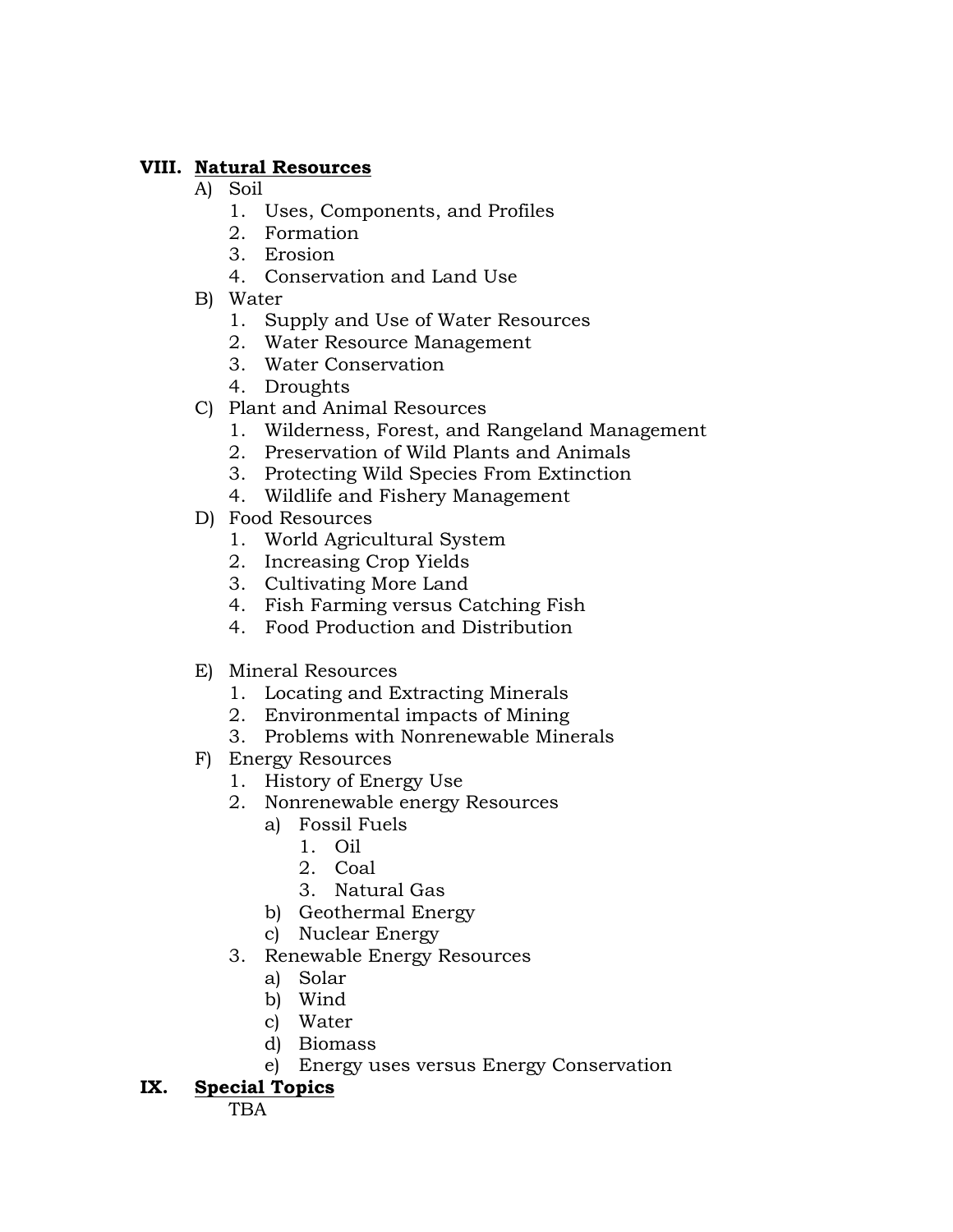**VIII. <u>Natural Resources</u>**

A) Soil
   1. Uses, Components, and Profiles
   2. Formation
   3. Erosion
   4. Conservation and Land Use

B) Water
   1. Supply and Use of Water Resources
   2. Water Resource Management
   3. Water Conservation
   4. Droughts

C) Plant and Animal Resources
   1. Wilderness, Forest, and Rangeland Management
   2. Preservation of Wild Plants and Animals
   3. Protecting Wild Species From Extinction
   4. Wildlife and Fishery Management

D) Food Resources
   1. World Agricultural System
   2. Increasing Crop Yields
   3. Cultivating More Land
   4. Fish Farming versus Catching Fish
   4. Food Production and Distribution

E) Mineral Resources
   1. Locating and Extracting Minerals
   2. Environmental impacts of Mining
   3. Problems with Nonrenewable Minerals

F) Energy Resources
   1. History of Energy Use
   2. Nonrenewable energy Resources
      a) Fossil Fuels
         1. Oil
         2. Coal
         3. Natural Gas
      b) Geothermal Energy
      c) Nuclear Energy
   3. Renewable Energy Resources
      a) Solar
      b) Wind
      c) Water
      d) Biomass
      e) Energy uses versus Energy Conservation

**IX. <u>Special Topics</u>**

TBA